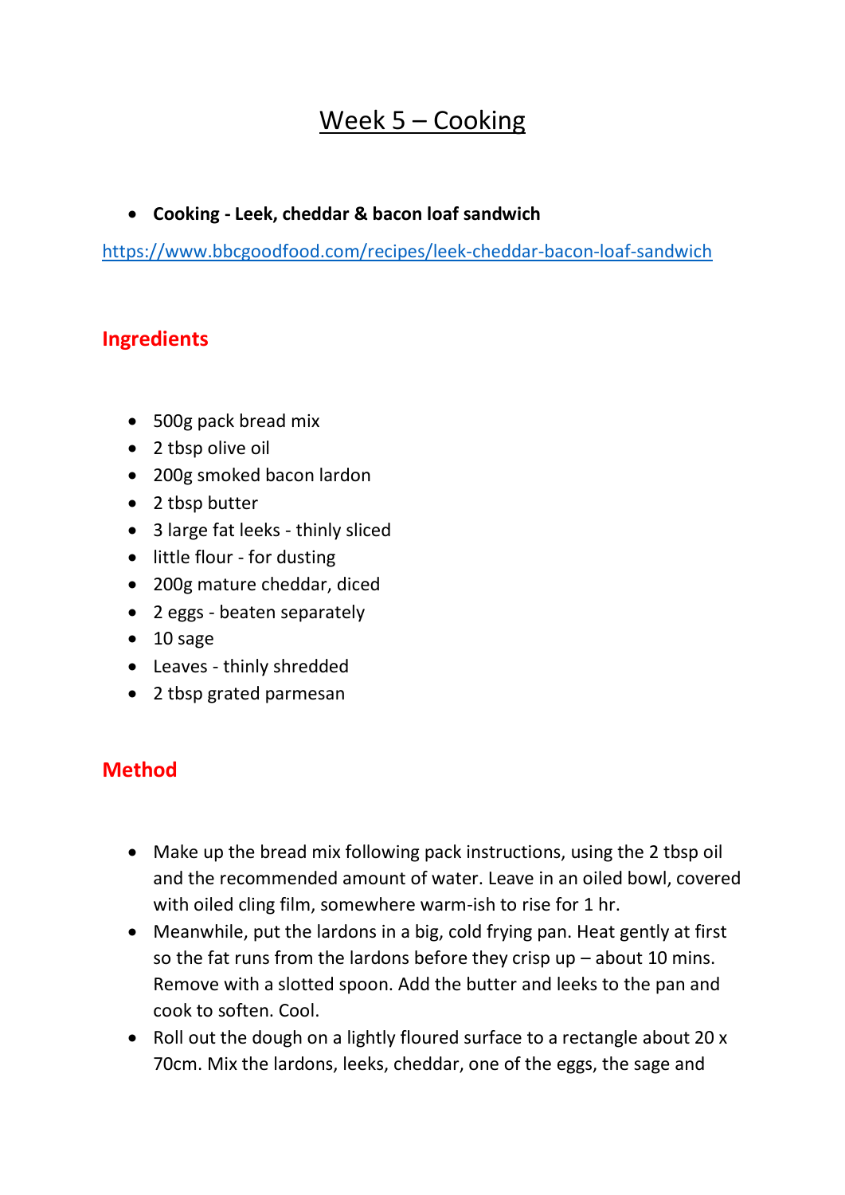# Week 5 – Cooking

- **Cooking - Leek, cheddar & bacon loaf sandwich**

https://www.bbcgoodfood.com/recipes/leek-cheddar-bacon-loaf-sandwich

## Ingredients

- 500g pack bread mix
- 2 tbsp olive oil
- 200g smoked bacon lardon
- 2 tbsp butter
- 3 large fat leeks - thinly sliced
- little flour - for dusting
- 200g mature cheddar, diced
- 2 eggs - beaten separately
- 10 sage
- Leaves - thinly shredded
- 2 tbsp grated parmesan

## Method

- Make up the bread mix following pack instructions, using the 2 tbsp oil and the recommended amount of water. Leave in an oiled bowl, covered with oiled cling film, somewhere warm-ish to rise for 1 hr.
- Meanwhile, put the lardons in a big, cold frying pan. Heat gently at first so the fat runs from the lardons before they crisp up – about 10 mins. Remove with a slotted spoon. Add the butter and leeks to the pan and cook to soften. Cool.
- Roll out the dough on a lightly floured surface to a rectangle about 20 x 70cm. Mix the lardons, leeks, cheddar, one of the eggs, the sage and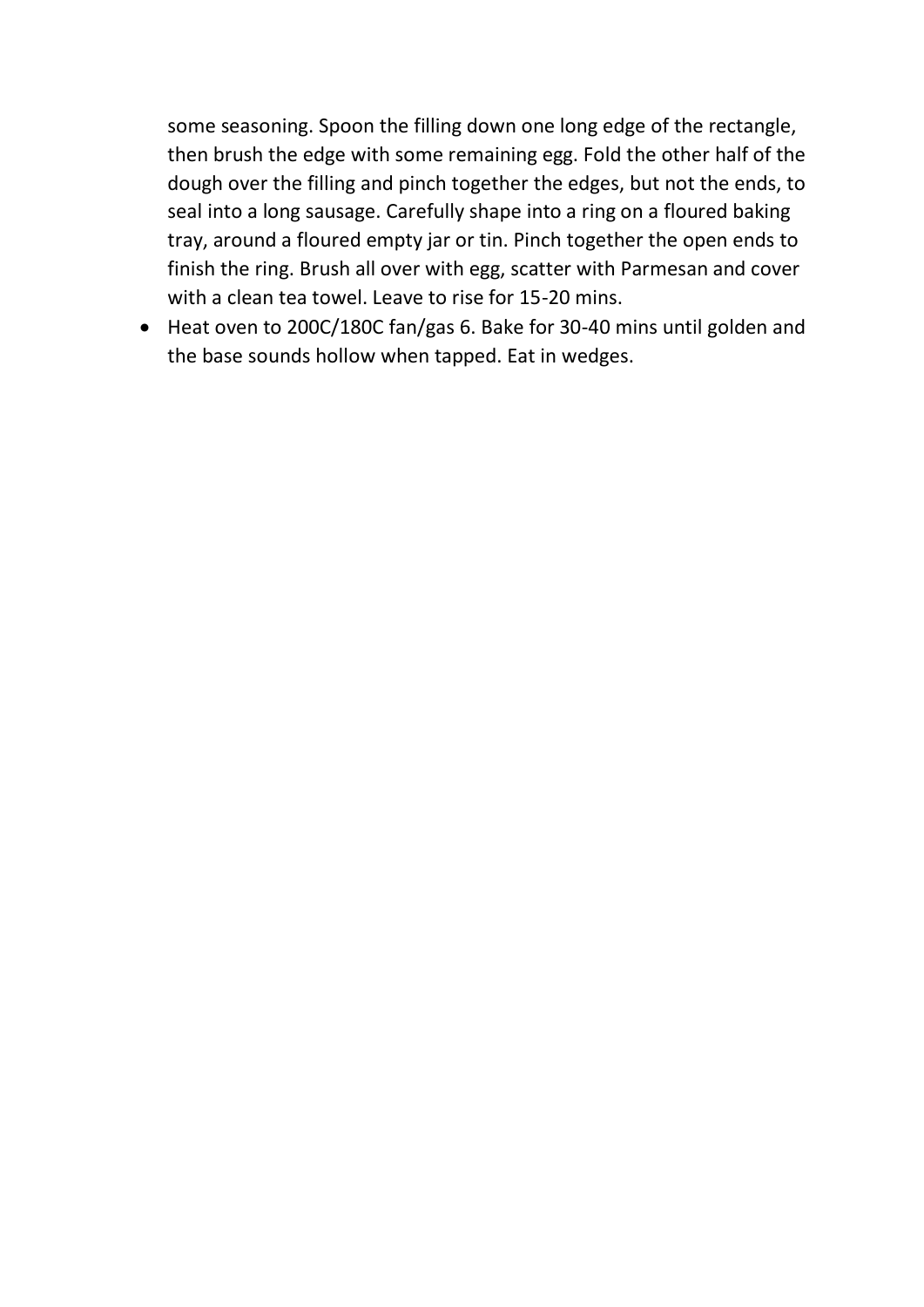some seasoning. Spoon the filling down one long edge of the rectangle, then brush the edge with some remaining egg. Fold the other half of the dough over the filling and pinch together the edges, but not the ends, to seal into a long sausage. Carefully shape into a ring on a floured baking tray, around a floured empty jar or tin. Pinch together the open ends to finish the ring. Brush all over with egg, scatter with Parmesan and cover with a clean tea towel. Leave to rise for 15-20 mins.

- Heat oven to 200C/180C fan/gas 6. Bake for 30-40 mins until golden and the base sounds hollow when tapped. Eat in wedges.